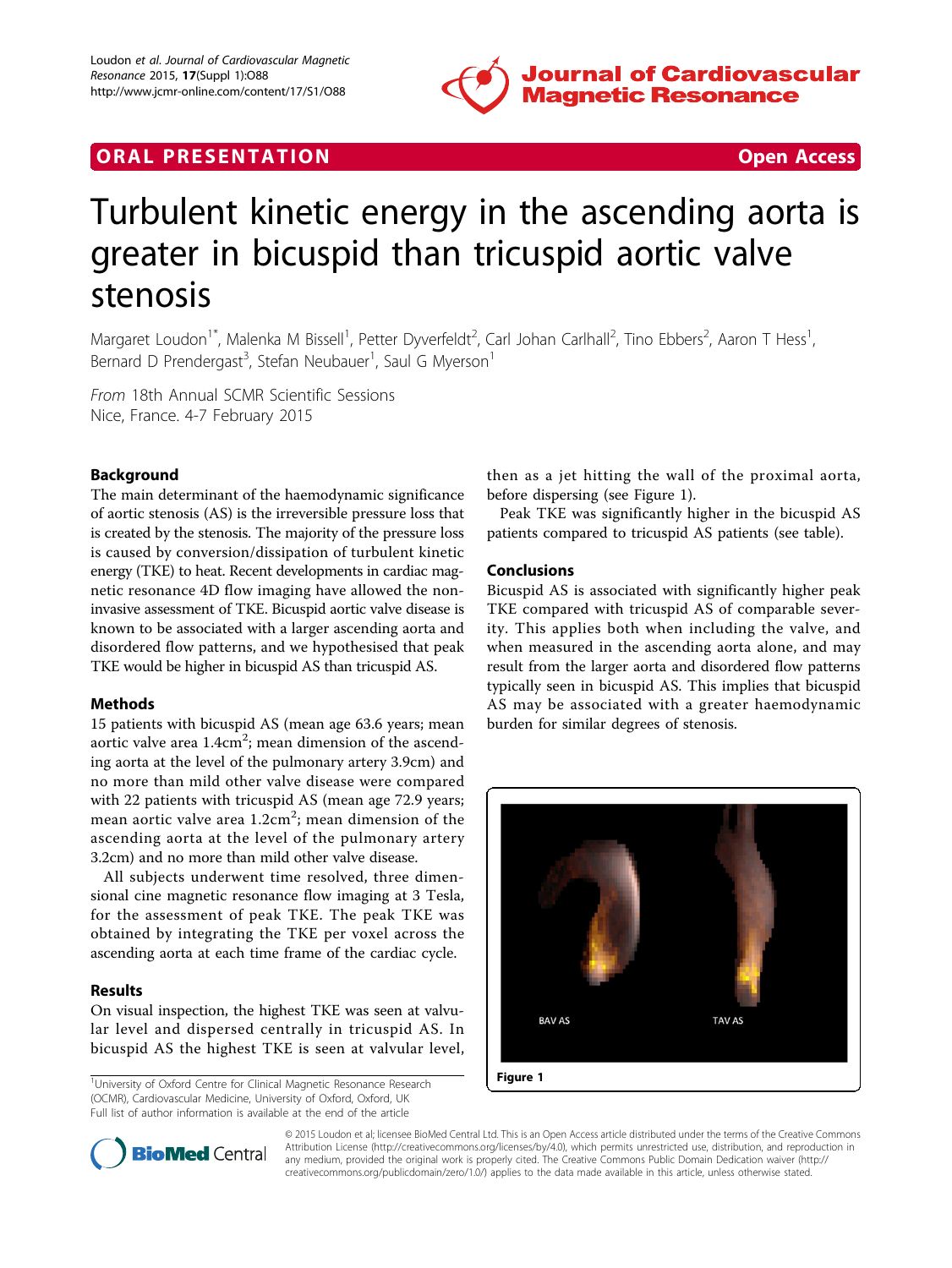**ORAL PRESENTATION** **Open Access**

# Turbulent kinetic energy in the ascending aorta is greater in bicuspid than tricuspid aortic valve stenosis

Margaret Loudon[1*], Malenka M Bissell[1], Petter Dyverfeldt[2], Carl Johan Carlhall[2], Tino Ebbers[2], Aaron T Hess[1], Bernard D Prendergast[3], Stefan Neubauer[1], Saul G Myerson[1]

*From* 18th Annual SCMR Scientific Sessions
Nice, France. 4-7 February 2015

## Background

The main determinant of the haemodynamic significance of aortic stenosis (AS) is the irreversible pressure loss that is created by the stenosis. The majority of the pressure loss is caused by conversion/dissipation of turbulent kinetic energy (TKE) to heat. Recent developments in cardiac magnetic resonance 4D flow imaging have allowed the non-invasive assessment of TKE. Bicuspid aortic valve disease is known to be associated with a larger ascending aorta and disordered flow patterns, and we hypothesised that peak TKE would be higher in bicuspid AS than tricuspid AS.

## Methods

15 patients with bicuspid AS (mean age 63.6 years; mean aortic valve area 1.4cm$^2$; mean dimension of the ascending aorta at the level of the pulmonary artery 3.9cm) and no more than mild other valve disease were compared with 22 patients with tricuspid AS (mean age 72.9 years; mean aortic valve area 1.2cm$^2$; mean dimension of the ascending aorta at the level of the pulmonary artery 3.2cm) and no more than mild other valve disease.

All subjects underwent time resolved, three dimensional cine magnetic resonance flow imaging at 3 Tesla, for the assessment of peak TKE. The peak TKE was obtained by integrating the TKE per voxel across the ascending aorta at each time frame of the cardiac cycle.

## Results

On visual inspection, the highest TKE was seen at valvular level and dispersed centrally in tricuspid AS. In bicuspid AS the highest TKE is seen at valvular level, then as a jet hitting the wall of the proximal aorta, before dispersing (see Figure 1).

Peak TKE was significantly higher in the bicuspid AS patients compared to tricuspid AS patients (see table).

## Conclusions

Bicuspid AS is associated with significantly higher peak TKE compared with tricuspid AS of comparable severity. This applies both when including the valve, and when measured in the ascending aorta alone, and may result from the larger aorta and disordered flow patterns typically seen in bicuspid AS. This implies that bicuspid AS may be associated with a greater haemodynamic burden for similar degrees of stenosis.

BAV AS TAV AS

Figure 1

[1]University of Oxford Centre for Clinical Magnetic Resonance Research (OCMR), Cardiovascular Medicine, University of Oxford, Oxford, UK
Full list of author information is available at the end of the article

© 2015 Loudon et al; licensee BioMed Central Ltd. This is an Open Access article distributed under the terms of the Creative Commons Attribution License (http://creativecommons.org/licenses/by/4.0), which permits unrestricted use, distribution, and reproduction in any medium, provided the original work is properly cited. The Creative Commons Public Domain Dedication waiver (http://creativecommons.org/publicdomain/zero/1.0/) applies to the data made available in this article, unless otherwise stated.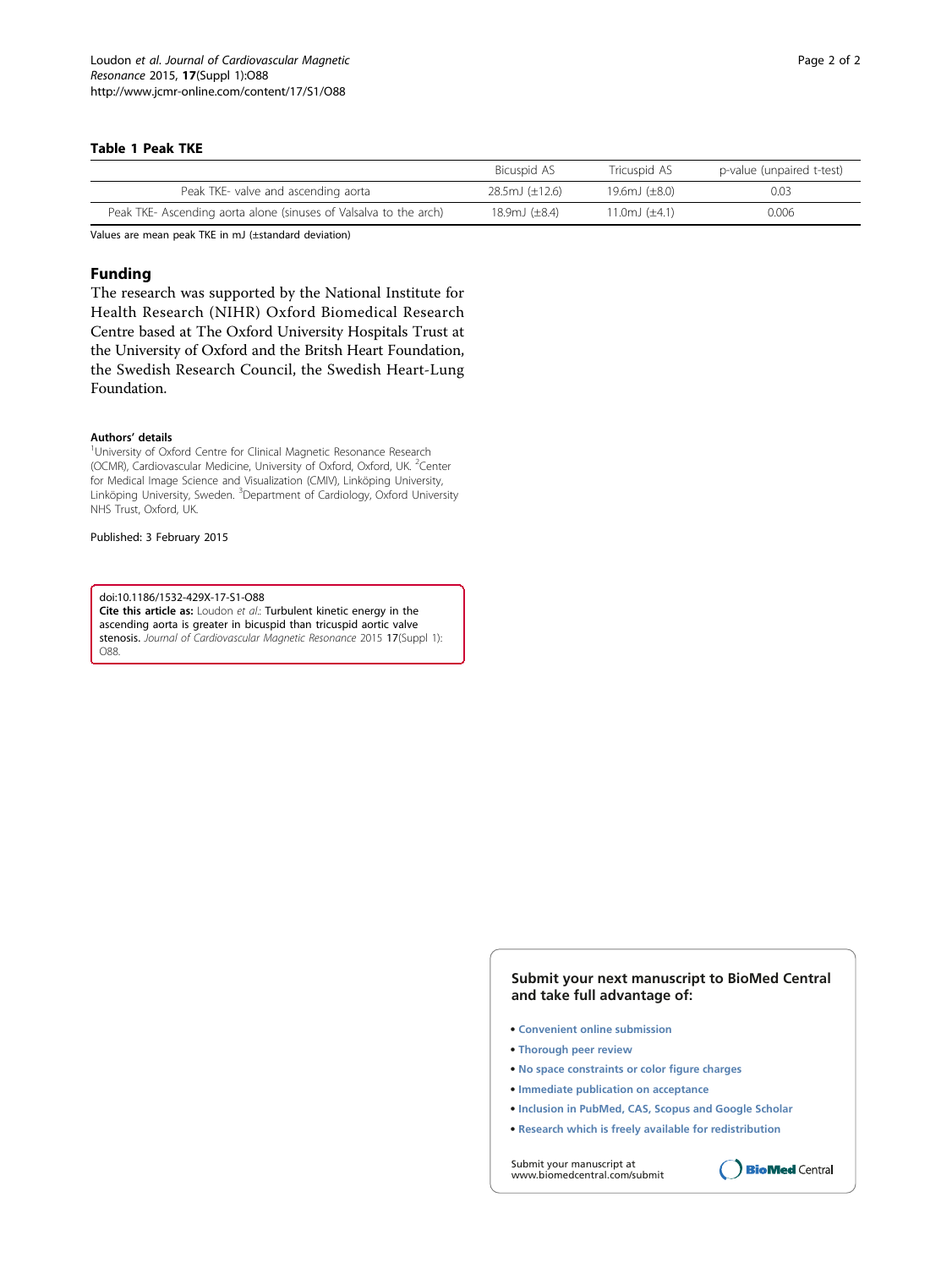**Table 1 Peak TKE**

| | Bicuspid AS | Tricuspid AS | p-value (unpaired t-test) |
|---|---|---|---|
| Peak TKE- valve and ascending aorta | 28.5mJ (±12.6) | 19.6mJ (±8.0) | 0.03 |
| Peak TKE- Ascending aorta alone (sinuses of Valsalva to the arch) | 18.9mJ (±8.4) | 11.0mJ (±4.1) | 0.006 |

Values are mean peak TKE in mJ (±standard deviation)

## Funding

The research was supported by the National Institute for Health Research (NIHR) Oxford Biomedical Research Centre based at The Oxford University Hospitals Trust at the University of Oxford and the Britsh Heart Foundation, the Swedish Research Council, the Swedish Heart-Lung Foundation.

**Authors' details**

[1]University of Oxford Centre for Clinical Magnetic Resonance Research (OCMR), Cardiovascular Medicine, University of Oxford, Oxford, UK. [2]Center for Medical Image Science and Visualization (CMIV), Linköping University, Linköping University, Sweden. [3]Department of Cardiology, Oxford University NHS Trust, Oxford, UK.

Published: 3 February 2015

doi:10.1186/1532-429X-17-S1-O88

**Cite this article as:** Loudon *et al.*: **Turbulent kinetic energy in the ascending aorta is greater in bicuspid than tricuspid aortic valve stenosis.** *Journal of Cardiovascular Magnetic Resonance* 2015 **17**(Suppl 1): O88.

**Submit your next manuscript to BioMed Central and take full advantage of:**

- Convenient online submission
- Thorough peer review
- No space constraints or color figure charges
- Immediate publication on acceptance
- Inclusion in PubMed, CAS, Scopus and Google Scholar
- Research which is freely available for redistribution

Submit your manuscript at www.biomedcentral.com/submit

BioMed Central